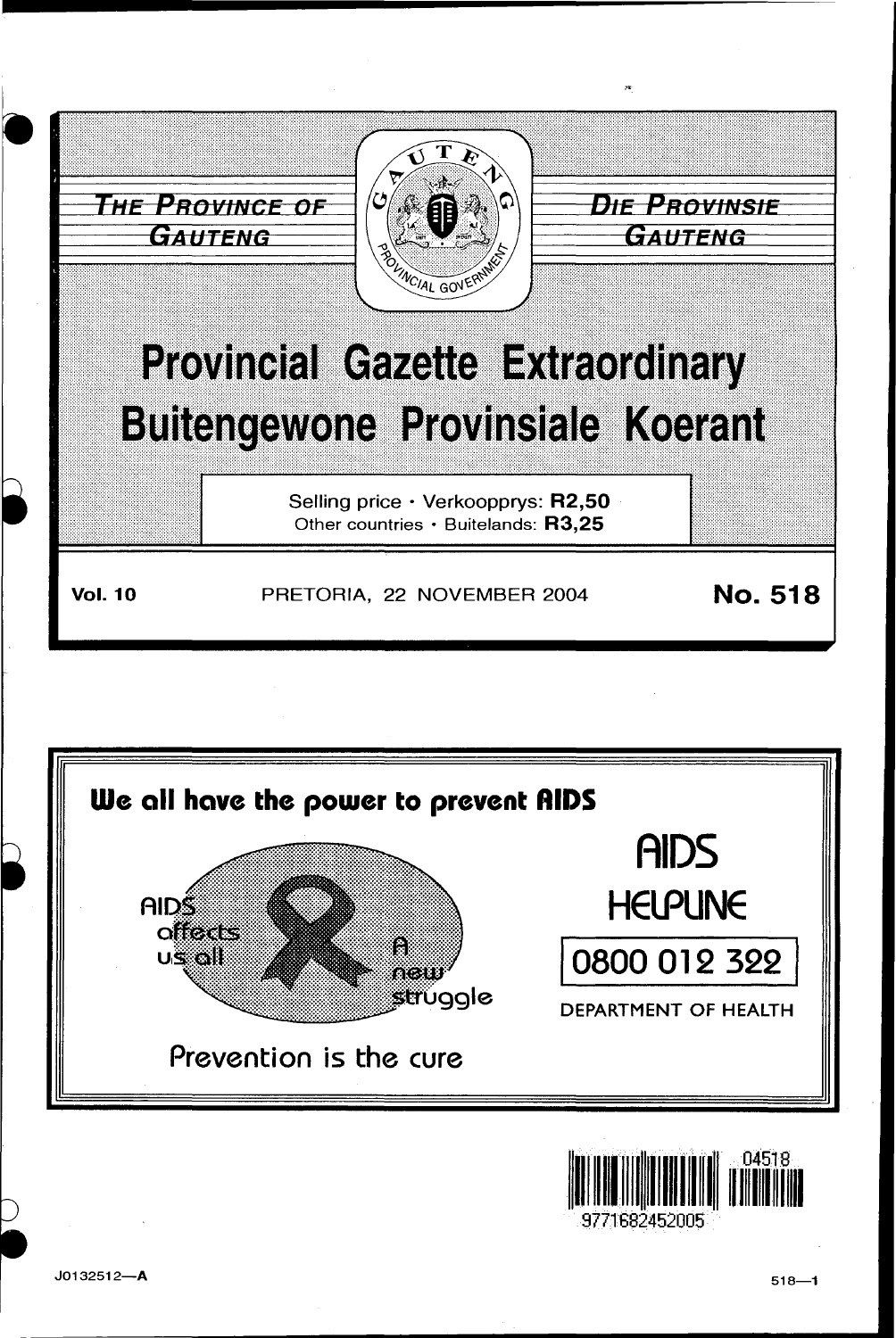THE PROVINCE OF GAUTENG

DIE PROVINSIE GAUTENG

# Provincial Gazette Extraordinary
# Buitengewone Provinsiale Koerant

Selling price · Verkoopprys: **R2,50**
Other countries · Buitelands: **R3,25**

**Vol. 10** PRETORIA, 22 NOVEMBER 2004 **No. 518**

**We all have the power to prevent AIDS**

AIDS affects us all

A new struggle

Prevention is the cure

AIDS HELPLINE

0800 012 322

DEPARTMENT OF HEALTH

J0132512—A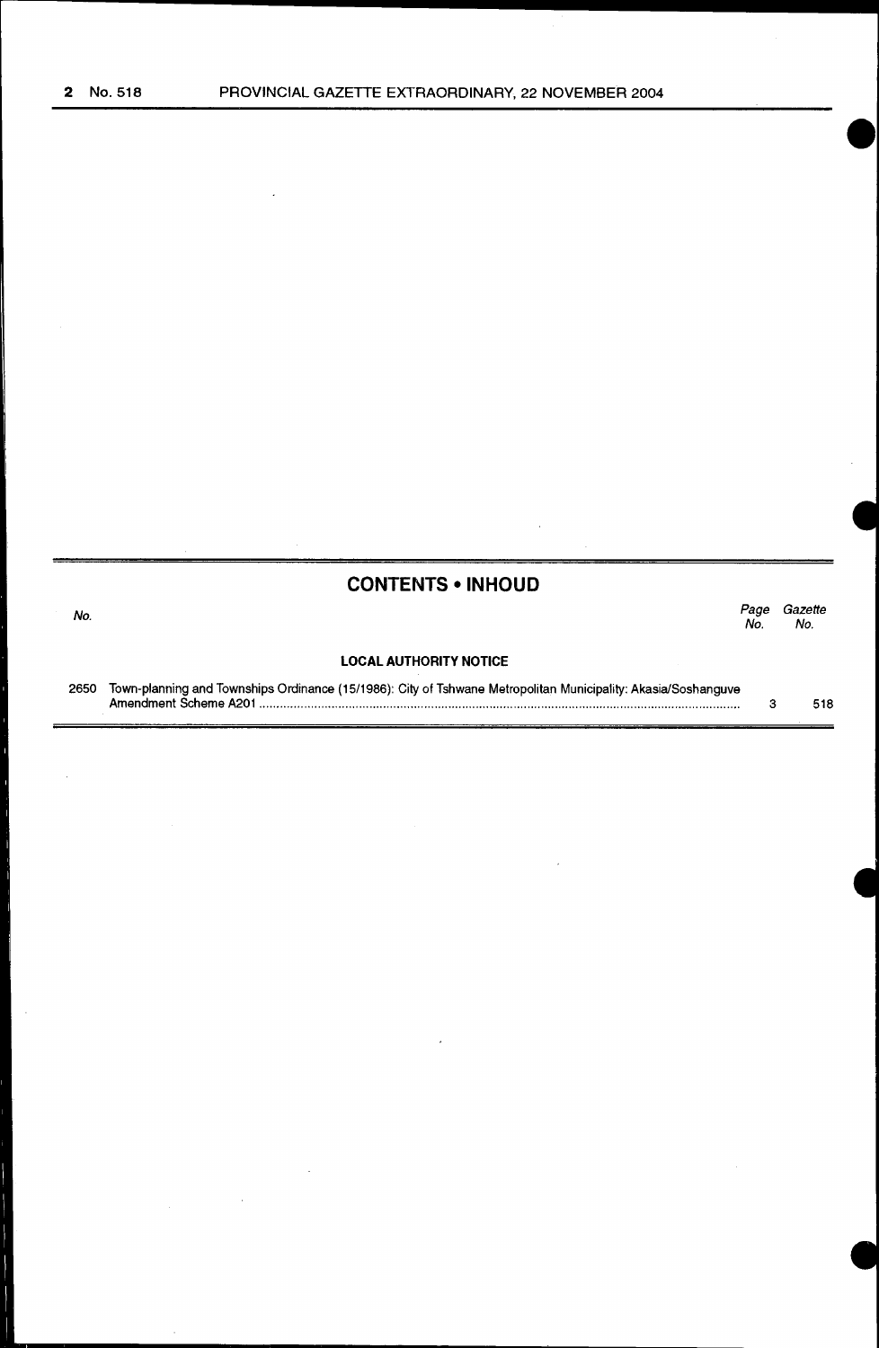## CONTENTS • INHOUD

| No. | | Page No. | Gazette No. |
|---|---|---|---|
| | **LOCAL AUTHORITY NOTICE** | | |
| 2650 | Town-planning and Townships Ordinance (15/1986): City of Tshwane Metropolitan Municipality: Akasia/Soshanguve Amendment Scheme A201 | 3 | 518 |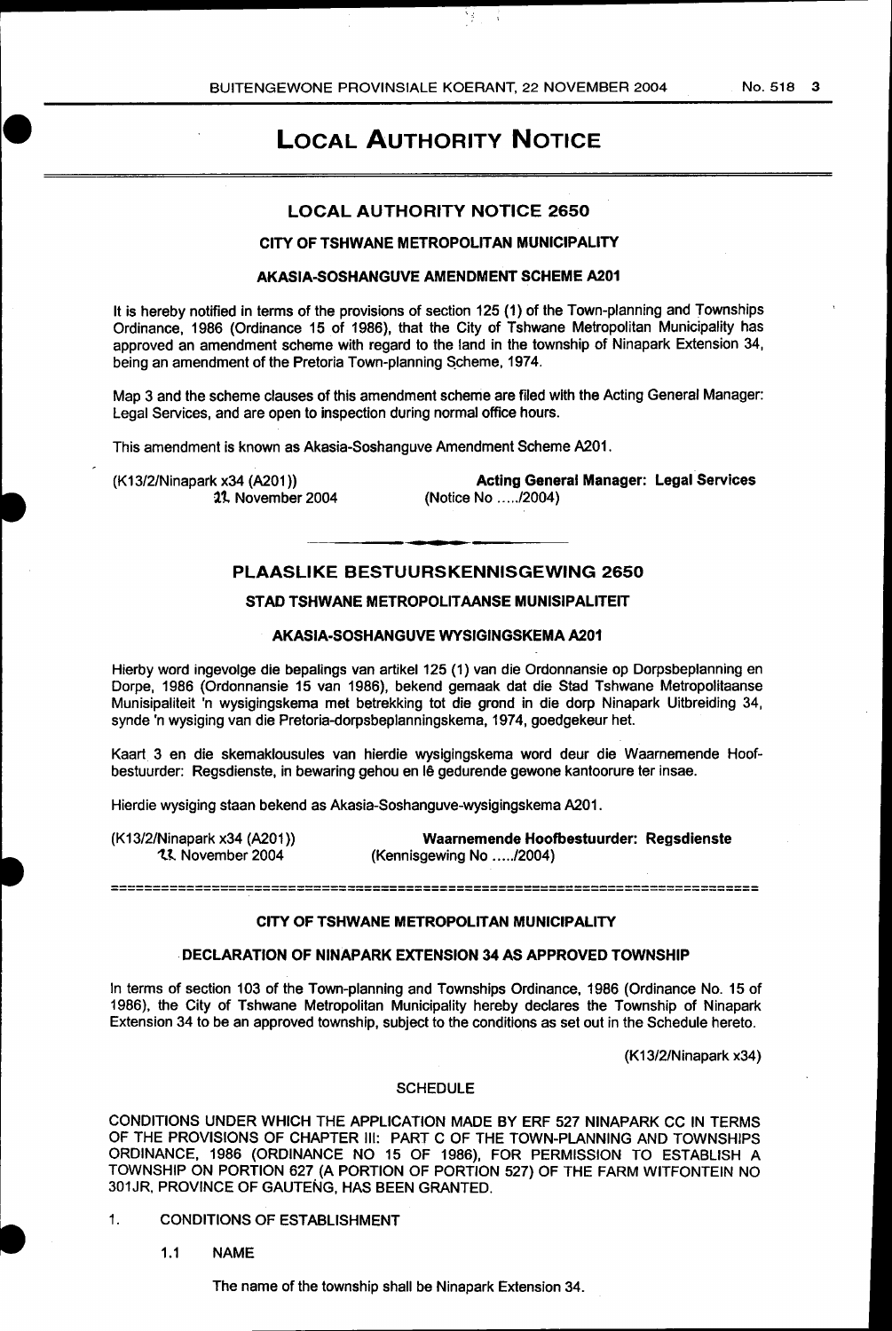# LOCAL AUTHORITY NOTICE

## LOCAL AUTHORITY NOTICE 2650

### CITY OF TSHWANE METROPOLITAN MUNICIPALITY

### AKASIA-SOSHANGUVE AMENDMENT SCHEME A201

It is hereby notified in terms of the provisions of section 125 (1) of the Town-planning and Townships Ordinance, 1986 (Ordinance 15 of 1986), that the City of Tshwane Metropolitan Municipality has approved an amendment scheme with regard to the land in the township of Ninapark Extension 34, being an amendment of the Pretoria Town-planning Scheme, 1974.

Map 3 and the scheme clauses of this amendment scheme are filed with the Acting General Manager: Legal Services, and are open to inspection during normal office hours.

This amendment is known as Akasia-Soshanguve Amendment Scheme A201.

(K13/2/Ninapark x34 (A201))
22 November 2004

**Acting General Manager: Legal Services**
(Notice No ...../2004)

---

## PLAASLIKE BESTUURSKENNISGEWING 2650

### STAD TSHWANE METROPOLITAANSE MUNISIPALITEIT

### AKASIA-SOSHANGUVE WYSIGINGSKEMA A201

Hierby word ingevolge die bepalings van artikel 125 (1) van die Ordonnansie op Dorpsbeplanning en Dorpe, 1986 (Ordonnansie 15 van 1986), bekend gemaak dat die Stad Tshwane Metropolitaanse Munisipaliteit 'n wysigingskema met betrekking tot die grond in die dorp Ninapark Uitbreiding 34, synde 'n wysiging van die Pretoria-dorpsbeplanningskema, 1974, goedgekeur het.

Kaart 3 en die skemaklousules van hierdie wysigingskema word deur die Waarnemende Hoofbestuurder: Regsdienste, in bewaring gehou en lê gedurende gewone kantoorure ter insae.

Hierdie wysiging staan bekend as Akasia-Soshanguve-wysigingskema A201.

(K13/2/Ninapark x34 (A201))
22 November 2004

**Waarnemende Hoofbestuurder: Regsdienste**
(Kennisgewing No ...../2004)

---

### CITY OF TSHWANE METROPOLITAN MUNICIPALITY

### DECLARATION OF NINAPARK EXTENSION 34 AS APPROVED TOWNSHIP

In terms of section 103 of the Town-planning and Townships Ordinance, 1986 (Ordinance No. 15 of 1986), the City of Tshwane Metropolitan Municipality hereby declares the Township of Ninapark Extension 34 to be an approved township, subject to the conditions as set out in the Schedule hereto.

(K13/2/Ninapark x34)

SCHEDULE

CONDITIONS UNDER WHICH THE APPLICATION MADE BY ERF 527 NINAPARK CC IN TERMS OF THE PROVISIONS OF CHAPTER III: PART C OF THE TOWN-PLANNING AND TOWNSHIPS ORDINANCE, 1986 (ORDINANCE NO 15 OF 1986), FOR PERMISSION TO ESTABLISH A TOWNSHIP ON PORTION 627 (A PORTION OF PORTION 527) OF THE FARM WITFONTEIN NO 301JR, PROVINCE OF GAUTENG, HAS BEEN GRANTED.

1. CONDITIONS OF ESTABLISHMENT

   1.1 NAME

   The name of the township shall be Ninapark Extension 34.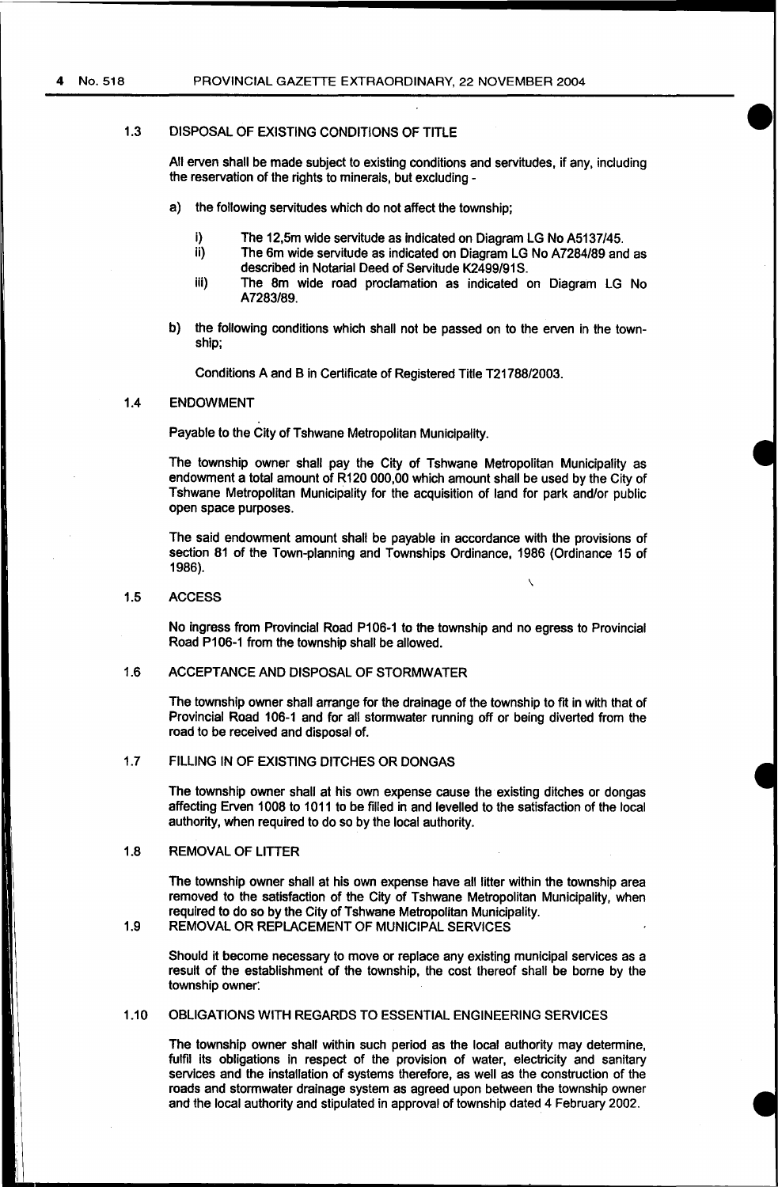### 1.3 DISPOSAL OF EXISTING CONDITIONS OF TITLE

All erven shall be made subject to existing conditions and servitudes, if any, including the reservation of the rights to minerals, but excluding -

a) the following servitudes which do not affect the township;

   i) The 12,5m wide servitude as indicated on Diagram LG No A5137/45.
   
   ii) The 6m wide servitude as indicated on Diagram LG No A7284/89 and as described in Notarial Deed of Servitude K2499/91S.
   
   iii) The 8m wide road proclamation as indicated on Diagram LG No A7283/89.

b) the following conditions which shall not be passed on to the erven in the township;

   Conditions A and B in Certificate of Registered Title T21788/2003.

### 1.4 ENDOWMENT

Payable to the City of Tshwane Metropolitan Municipality.

The township owner shall pay the City of Tshwane Metropolitan Municipality as endowment a total amount of R120 000,00 which amount shall be used by the City of Tshwane Metropolitan Municipality for the acquisition of land for park and/or public open space purposes.

The said endowment amount shall be payable in accordance with the provisions of section 81 of the Town-planning and Townships Ordinance, 1986 (Ordinance 15 of 1986).

### 1.5 ACCESS

No ingress from Provincial Road P106-1 to the township and no egress to Provincial Road P106-1 from the township shall be allowed.

### 1.6 ACCEPTANCE AND DISPOSAL OF STORMWATER

The township owner shall arrange for the drainage of the township to fit in with that of Provincial Road 106-1 and for all stormwater running off or being diverted from the road to be received and disposal of.

### 1.7 FILLING IN OF EXISTING DITCHES OR DONGAS

The township owner shall at his own expense cause the existing ditches or dongas affecting Erven 1008 to 1011 to be filled in and levelled to the satisfaction of the local authority, when required to do so by the local authority.

### 1.8 REMOVAL OF LITTER

The township owner shall at his own expense have all litter within the township area removed to the satisfaction of the City of Tshwane Metropolitan Municipality, when required to do so by the City of Tshwane Metropolitan Municipality.

### 1.9 REMOVAL OR REPLACEMENT OF MUNICIPAL SERVICES

Should it become necessary to move or replace any existing municipal services as a result of the establishment of the township, the cost thereof shall be borne by the township owner.

### 1.10 OBLIGATIONS WITH REGARDS TO ESSENTIAL ENGINEERING SERVICES

The township owner shall within such period as the local authority may determine, fulfil its obligations in respect of the provision of water, electricity and sanitary services and the installation of systems therefore, as well as the construction of the roads and stormwater drainage system as agreed upon between the township owner and the local authority and stipulated in approval of township dated 4 February 2002.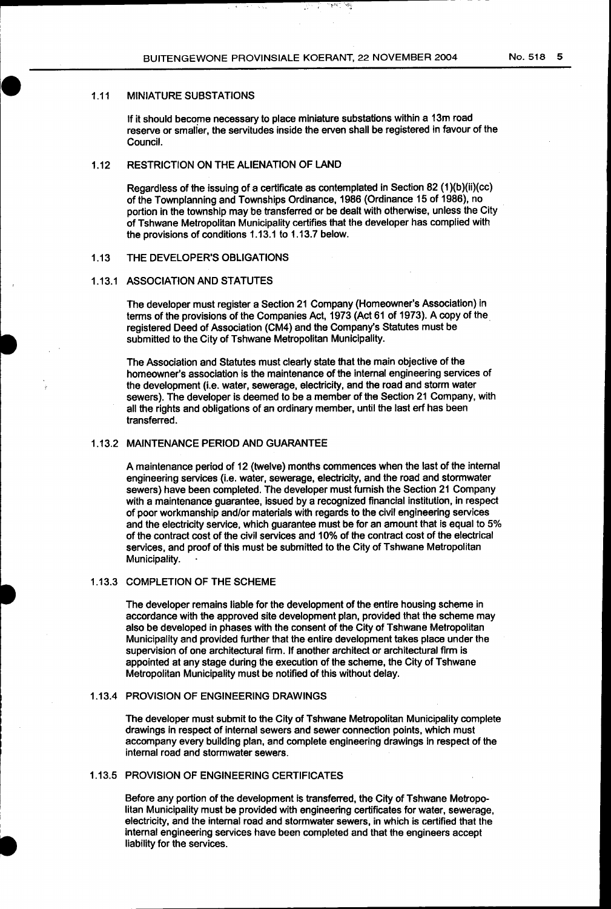### 1.11 MINIATURE SUBSTATIONS

If it should become necessary to place miniature substations within a 13m road reserve or smaller, the servitudes inside the erven shall be registered in favour of the Council.

### 1.12 RESTRICTION ON THE ALIENATION OF LAND

Regardless of the issuing of a certificate as contemplated in Section 82 (1)(b)(ii)(cc) of the Townplanning and Townships Ordinance, 1986 (Ordinance 15 of 1986), no portion in the township may be transferred or be dealt with otherwise, unless the City of Tshwane Metropolitan Municipality certifies that the developer has complied with the provisions of conditions 1.13.1 to 1.13.7 below.

### 1.13 THE DEVELOPER'S OBLIGATIONS

#### 1.13.1 ASSOCIATION AND STATUTES

The developer must register a Section 21 Company (Homeowner's Association) in terms of the provisions of the Companies Act, 1973 (Act 61 of 1973). A copy of the registered Deed of Association (CM4) and the Company's Statutes must be submitted to the City of Tshwane Metropolitan Municipality.

The Association and Statutes must clearly state that the main objective of the homeowner's association is the maintenance of the internal engineering services of the development (i.e. water, sewerage, electricity, and the road and storm water sewers). The developer is deemed to be a member of the Section 21 Company, with all the rights and obligations of an ordinary member, until the last erf has been transferred.

#### 1.13.2 MAINTENANCE PERIOD AND GUARANTEE

A maintenance period of 12 (twelve) months commences when the last of the internal engineering services (i.e. water, sewerage, electricity, and the road and stormwater sewers) have been completed. The developer must furnish the Section 21 Company with a maintenance guarantee, issued by a recognized financial institution, in respect of poor workmanship and/or materials with regards to the civil engineering services and the electricity service, which guarantee must be for an amount that is equal to 5% of the contract cost of the civil services and 10% of the contract cost of the electrical services, and proof of this must be submitted to the City of Tshwane Metropolitan Municipality.

#### 1.13.3 COMPLETION OF THE SCHEME

The developer remains liable for the development of the entire housing scheme in accordance with the approved site development plan, provided that the scheme may also be developed in phases with the consent of the City of Tshwane Metropolitan Municipality and provided further that the entire development takes place under the supervision of one architectural firm. If another architect or architectural firm is appointed at any stage during the execution of the scheme, the City of Tshwane Metropolitan Municipality must be notified of this without delay.

#### 1.13.4 PROVISION OF ENGINEERING DRAWINGS

The developer must submit to the City of Tshwane Metropolitan Municipality complete drawings in respect of internal sewers and sewer connection points, which must accompany every building plan, and complete engineering drawings in respect of the internal road and stormwater sewers.

#### 1.13.5 PROVISION OF ENGINEERING CERTIFICATES

Before any portion of the development is transferred, the City of Tshwane Metropolitan Municipality must be provided with engineering certificates for water, sewerage, electricity, and the internal road and stormwater sewers, in which is certified that the internal engineering services have been completed and that the engineers accept liability for the services.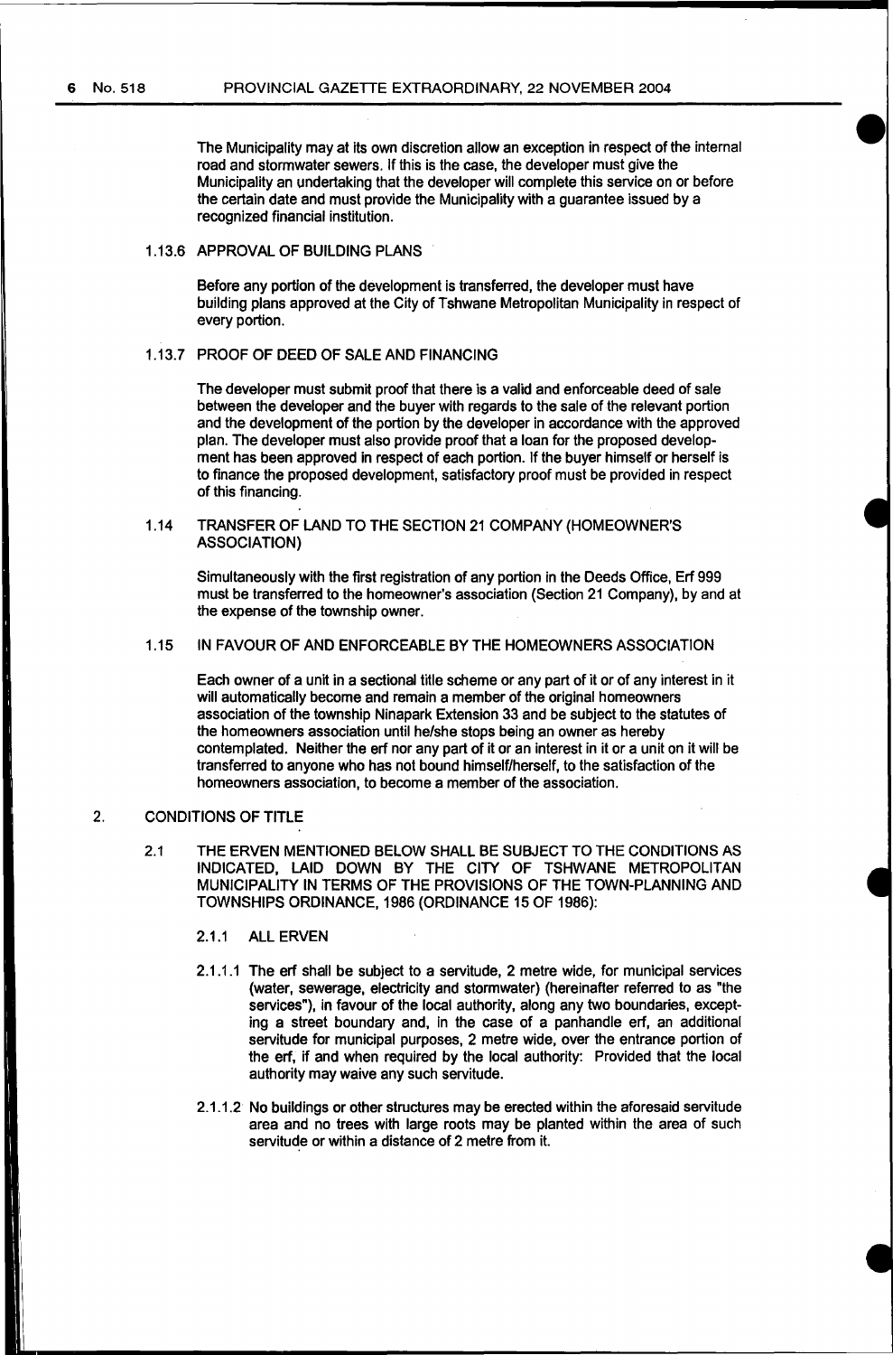The Municipality may at its own discretion allow an exception in respect of the internal road and stormwater sewers. If this is the case, the developer must give the Municipality an undertaking that the developer will complete this service on or before the certain date and must provide the Municipality with a guarantee issued by a recognized financial institution.

1.13.6 APPROVAL OF BUILDING PLANS

Before any portion of the development is transferred, the developer must have building plans approved at the City of Tshwane Metropolitan Municipality in respect of every portion.

1.13.7 PROOF OF DEED OF SALE AND FINANCING

The developer must submit proof that there is a valid and enforceable deed of sale between the developer and the buyer with regards to the sale of the relevant portion and the development of the portion by the developer in accordance with the approved plan. The developer must also provide proof that a loan for the proposed development has been approved in respect of each portion. If the buyer himself or herself is to finance the proposed development, satisfactory proof must be provided in respect of this financing.

1.14 TRANSFER OF LAND TO THE SECTION 21 COMPANY (HOMEOWNER'S ASSOCIATION)

Simultaneously with the first registration of any portion in the Deeds Office, Erf 999 must be transferred to the homeowner's association (Section 21 Company), by and at the expense of the township owner.

1.15 IN FAVOUR OF AND ENFORCEABLE BY THE HOMEOWNERS ASSOCIATION

Each owner of a unit in a sectional title scheme or any part of it or of any interest in it will automatically become and remain a member of the original homeowners association of the township Ninapark Extension 33 and be subject to the statutes of the homeowners association until he/she stops being an owner as hereby contemplated. Neither the erf nor any part of it or an interest in it or a unit on it will be transferred to anyone who has not bound himself/herself, to the satisfaction of the homeowners association, to become a member of the association.

2. CONDITIONS OF TITLE

2.1 THE ERVEN MENTIONED BELOW SHALL BE SUBJECT TO THE CONDITIONS AS INDICATED, LAID DOWN BY THE CITY OF TSHWANE METROPOLITAN MUNICIPALITY IN TERMS OF THE PROVISIONS OF THE TOWN-PLANNING AND TOWNSHIPS ORDINANCE, 1986 (ORDINANCE 15 OF 1986):

2.1.1 ALL ERVEN

2.1.1.1 The erf shall be subject to a servitude, 2 metre wide, for municipal services (water, sewerage, electricity and stormwater) (hereinafter referred to as "the services"), in favour of the local authority, along any two boundaries, excepting a street boundary and, in the case of a panhandle erf, an additional servitude for municipal purposes, 2 metre wide, over the entrance portion of the erf, if and when required by the local authority: Provided that the local authority may waive any such servitude.

2.1.1.2 No buildings or other structures may be erected within the aforesaid servitude area and no trees with large roots may be planted within the area of such servitude or within a distance of 2 metre from it.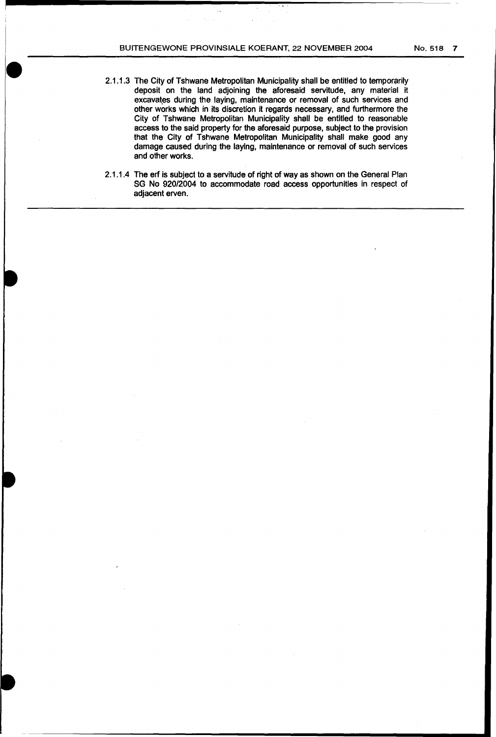2.1.1.3 The City of Tshwane Metropolitan Municipality shall be entitled to temporarily deposit on the land adjoining the aforesaid servitude, any material it excavates during the laying, maintenance or removal of such services and other works which in its discretion it regards necessary, and furthermore the City of Tshwane Metropolitan Municipality shall be entitled to reasonable access to the said property for the aforesaid purpose, subject to the provision that the City of Tshwane Metropolitan Municipality shall make good any damage caused during the laying, maintenance or removal of such services and other works.

2.1.1.4 The erf is subject to a servitude of right of way as shown on the General Plan SG No 920/2004 to accommodate road access opportunities in respect of adjacent erven.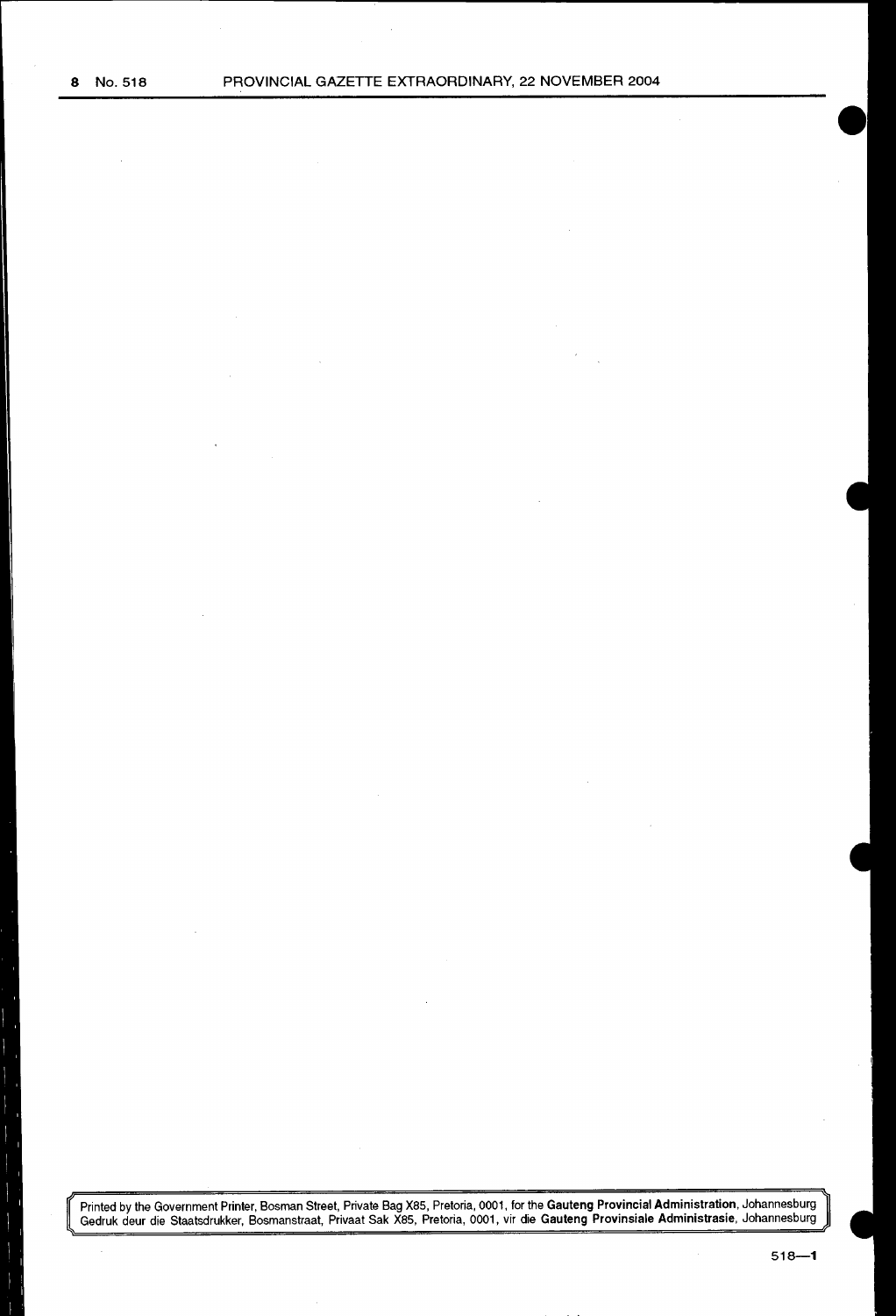Printed by the Government Printer, Bosman Street, Private Bag X85, Pretoria, 0001, for the **Gauteng Provincial Administration**, Johannesburg
Gedruk deur die Staatsdrukker, Bosmanstraat, Privaat Sak X85, Pretoria, 0001, vir die **Gauteng Provinsiale Administrasie**, Johannesburg

518—**1**